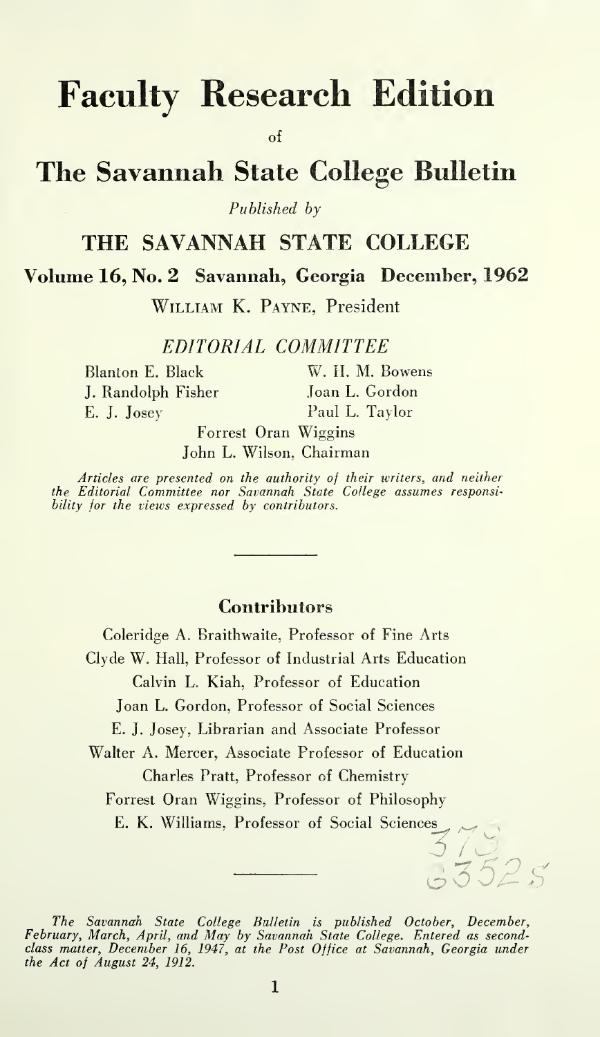# Faculty Research Edition

of

## The Savannah State College Bulletin

*Published by*

### THE SAVANNAH STATE COLLEGE

**Volume 16, No. 2 Savannah, Georgia December, 1962**

WILLIAM K. PAYNE, President

*EDITORIAL COMMITTEE*

Blanton E. Black
W. H. M. Bowens
J. Randolph Fisher
Joan L. Gordon
E. J. Josey
Paul L. Taylor
Forrest Oran Wiggins
John L. Wilson, Chairman

*Articles are presented on the authority of their writers, and neither the Editorial Committee nor Savannah State College assumes responsibility for the views expressed by contributors.*

---

**Contributors**

Coleridge A. Braithwaite, Professor of Fine Arts
Clyde W. Hall, Professor of Industrial Arts Education
Calvin L. Kiah, Professor of Education
Joan L. Gordon, Professor of Social Sciences
E. J. Josey, Librarian and Associate Professor
Walter A. Mercer, Associate Professor of Education
Charles Pratt, Professor of Chemistry
Forrest Oran Wiggins, Professor of Philosophy
E. K. Williams, Professor of Social Sciences

378
S352s

---

*The Savannah State College Bulletin is published October, December, February, March, April, and May by Savannah State College. Entered as second-class matter, December 16, 1947, at the Post Office at Savannah, Georgia under the Act of August 24, 1912.*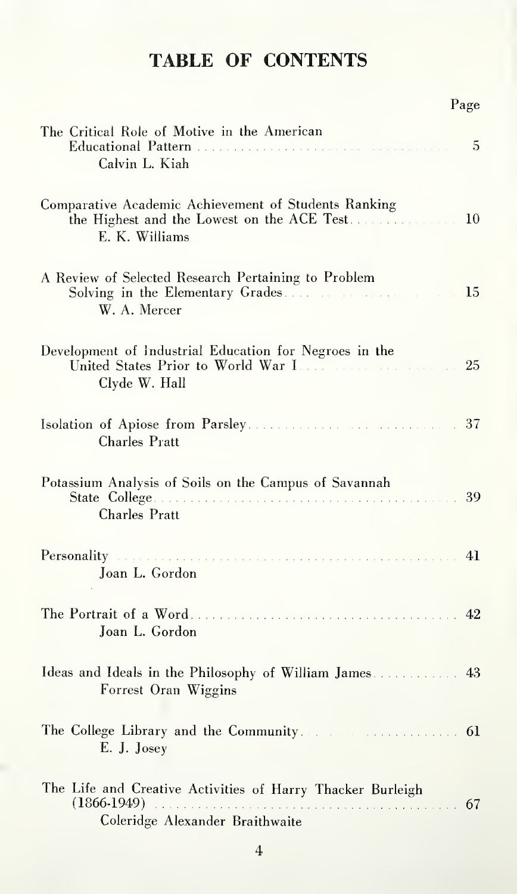# TABLE OF CONTENTS

| | Page |
|---|---|
| The Critical Role of Motive in the American Educational Pattern<br>Calvin L. Kiah | 5 |
| Comparative Academic Achievement of Students Ranking the Highest and the Lowest on the ACE Test<br>E. K. Williams | 10 |
| A Review of Selected Research Pertaining to Problem Solving in the Elementary Grades<br>W. A. Mercer | 15 |
| Development of Industrial Education for Negroes in the United States Prior to World War I<br>Clyde W. Hall | 25 |
| Isolation of Apiose from Parsley<br>Charles Pratt | 37 |
| Potassium Analysis of Soils on the Campus of Savannah State College<br>Charles Pratt | 39 |
| Personality<br>Joan L. Gordon | 41 |
| The Portrait of a Word<br>Joan L. Gordon | 42 |
| Ideas and Ideals in the Philosophy of William James<br>Forrest Oran Wiggins | 43 |
| The College Library and the Community<br>E. J. Josey | 61 |
| The Life and Creative Activities of Harry Thacker Burleigh (1866-1949)<br>Coleridge Alexander Braithwaite | 67 |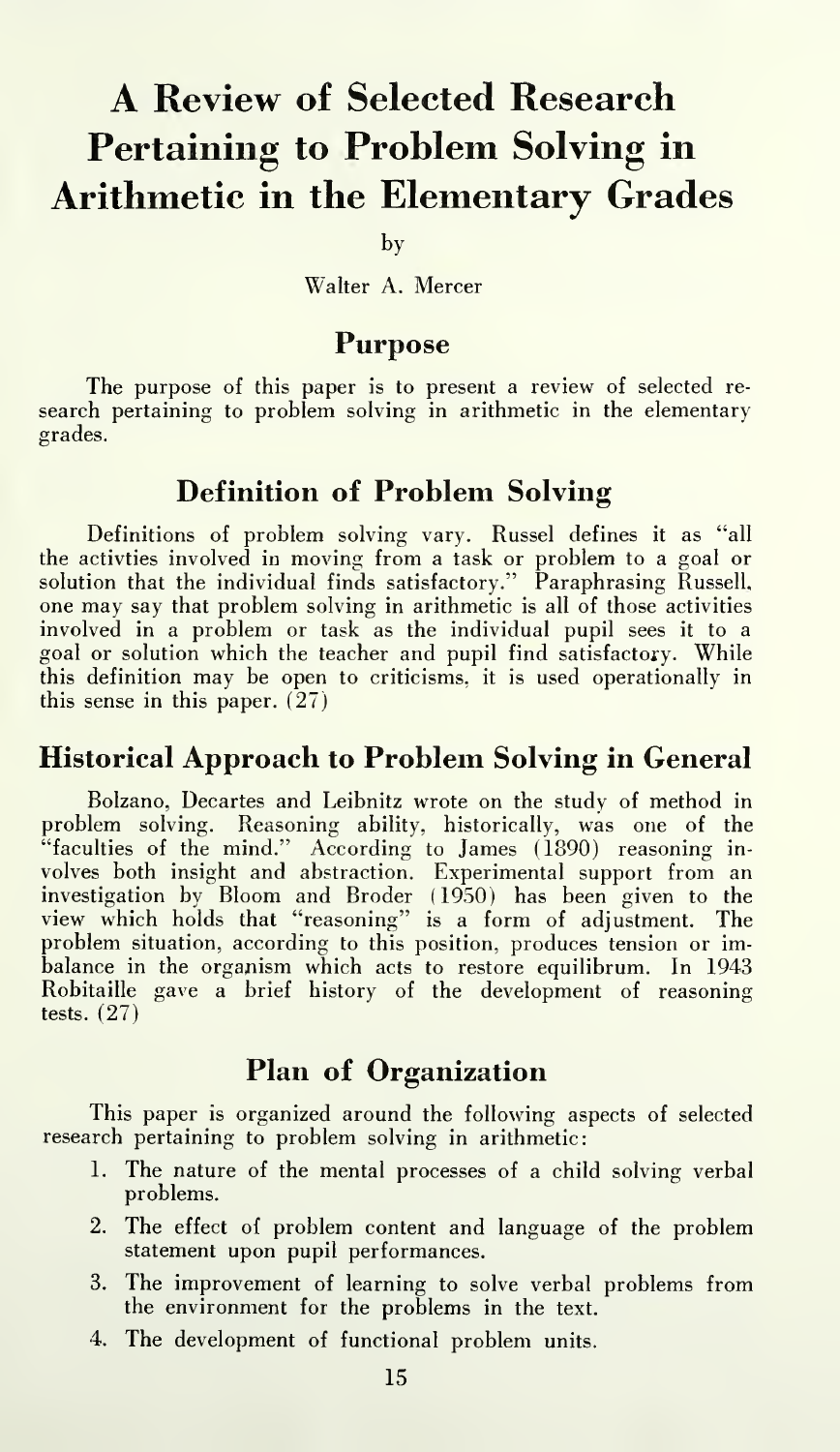# A Review of Selected Research Pertaining to Problem Solving in Arithmetic in the Elementary Grades

by

Walter A. Mercer

## Purpose

The purpose of this paper is to present a review of selected research pertaining to problem solving in arithmetic in the elementary grades.

## Definition of Problem Solving

Definitions of problem solving vary. Russel defines it as "all the activties involved in moving from a task or problem to a goal or solution that the individual finds satisfactory." Paraphrasing Russell, one may say that problem solving in arithmetic is all of those activities involved in a problem or task as the individual pupil sees it to a goal or solution which the teacher and pupil find satisfactory. While this definition may be open to criticisms, it is used operationally in this sense in this paper. (27)

## Historical Approach to Problem Solving in General

Bolzano, Decartes and Leibnitz wrote on the study of method in problem solving. Reasoning ability, historically, was one of the "faculties of the mind." According to James (1890) reasoning involves both insight and abstraction. Experimental support from an investigation by Bloom and Broder (1950) has been given to the view which holds that "reasoning" is a form of adjustment. The problem situation, according to this position, produces tension or imbalance in the organism which acts to restore equilibrum. In 1943 Robitaille gave a brief history of the development of reasoning tests. (27)

## Plan of Organization

This paper is organized around the following aspects of selected research pertaining to problem solving in arithmetic:

1. The nature of the mental processes of a child solving verbal problems.
2. The effect of problem content and language of the problem statement upon pupil performances.
3. The improvement of learning to solve verbal problems from the environment for the problems in the text.
4. The development of functional problem units.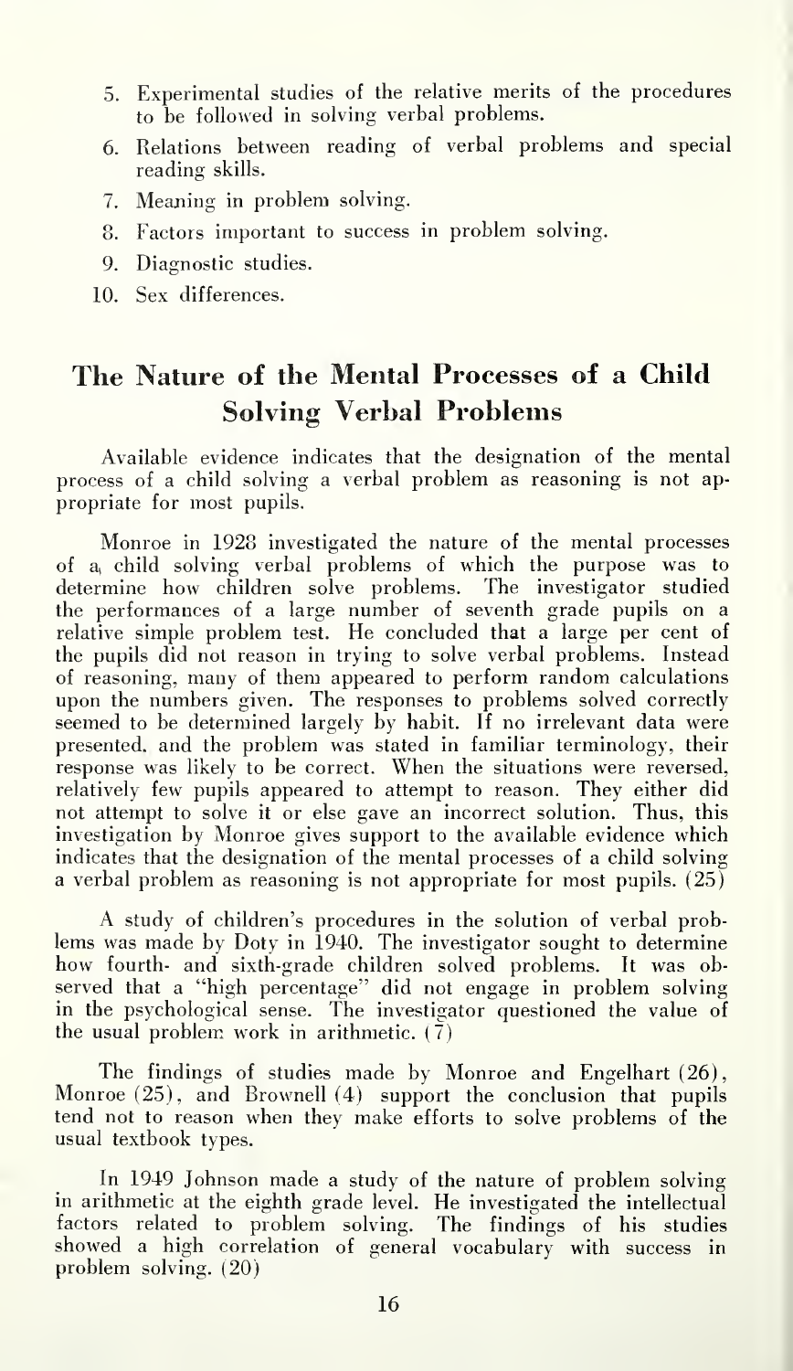5. Experimental studies of the relative merits of the procedures to be followed in solving verbal problems.
6. Relations between reading of verbal problems and special reading skills.
7. Meaning in problem solving.
8. Factors important to success in problem solving.
9. Diagnostic studies.
10. Sex differences.

## The Nature of the Mental Processes of a Child Solving Verbal Problems

Available evidence indicates that the designation of the mental process of a child solving a verbal problem as reasoning is not appropriate for most pupils.

Monroe in 1928 investigated the nature of the mental processes of a child solving verbal problems of which the purpose was to determine how children solve problems. The investigator studied the performances of a large number of seventh grade pupils on a relative simple problem test. He concluded that a large per cent of the pupils did not reason in trying to solve verbal problems. Instead of reasoning, many of them appeared to perform random calculations upon the numbers given. The responses to problems solved correctly seemed to be determined largely by habit. If no irrelevant data were presented, and the problem was stated in familiar terminology, their response was likely to be correct. When the situations were reversed, relatively few pupils appeared to attempt to reason. They either did not attempt to solve it or else gave an incorrect solution. Thus, this investigation by Monroe gives support to the available evidence which indicates that the designation of the mental processes of a child solving a verbal problem as reasoning is not appropriate for most pupils. (25)

A study of children's procedures in the solution of verbal problems was made by Doty in 1940. The investigator sought to determine how fourth- and sixth-grade children solved problems. It was observed that a "high percentage" did not engage in problem solving in the psychological sense. The investigator questioned the value of the usual problem work in arithmetic. (7)

The findings of studies made by Monroe and Engelhart (26), Monroe (25), and Brownell (4) support the conclusion that pupils tend not to reason when they make efforts to solve problems of the usual textbook types.

In 1949 Johnson made a study of the nature of problem solving in arithmetic at the eighth grade level. He investigated the intellectual factors related to problem solving. The findings of his studies showed a high correlation of general vocabulary with success in problem solving. (20)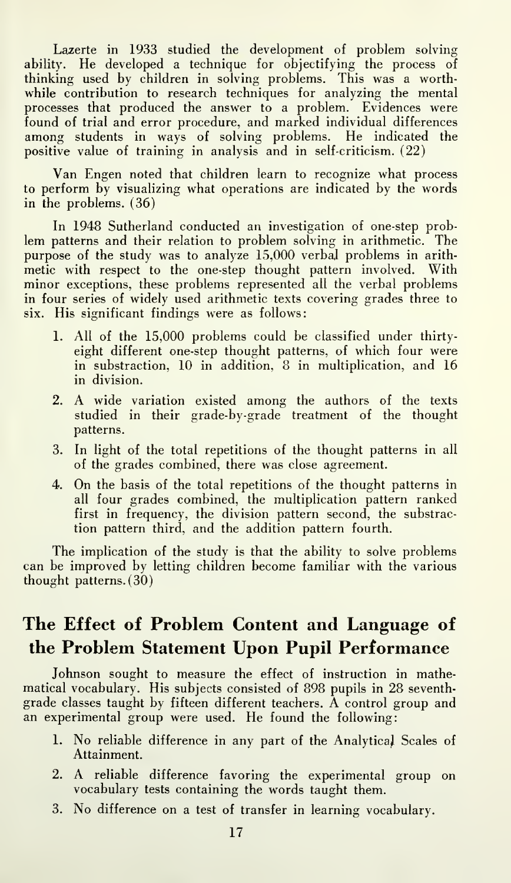Lazerte in 1933 studied the development of problem solving ability. He developed a technique for objectifying the process of thinking used by children in solving problems. This was a worthwhile contribution to research techniques for analyzing the mental processes that produced the answer to a problem. Evidences were found of trial and error procedure, and marked individual differences among students in ways of solving problems. He indicated the positive value of training in analysis and in self-criticism. (22)

Van Engen noted that children learn to recognize what process to perform by visualizing what operations are indicated by the words in the problems. (36)

In 1948 Sutherland conducted an investigation of one-step problem patterns and their relation to problem solving in arithmetic. The purpose of the study was to analyze 15,000 verbal problems in arithmetic with respect to the one-step thought pattern involved. With minor exceptions, these problems represented all the verbal problems in four series of widely used arithmetic texts covering grades three to six. His significant findings were as follows:

1. All of the 15,000 problems could be classified under thirty-eight different one-step thought patterns, of which four were in substraction, 10 in addition, 8 in multiplication, and 16 in division.
2. A wide variation existed among the authors of the texts studied in their grade-by-grade treatment of the thought patterns.
3. In light of the total repetitions of the thought patterns in all of the grades combined, there was close agreement.
4. On the basis of the total repetitions of the thought patterns in all four grades combined, the multiplication pattern ranked first in frequency, the division pattern second, the substraction pattern third, and the addition pattern fourth.

The implication of the study is that the ability to solve problems can be improved by letting children become familiar with the various thought patterns. (30)

## The Effect of Problem Content and Language of the Problem Statement Upon Pupil Performance

Johnson sought to measure the effect of instruction in mathematical vocabulary. His subjects consisted of 898 pupils in 28 seventh-grade classes taught by fifteen different teachers. A control group and an experimental group were used. He found the following:

1. No reliable difference in any part of the Analytical Scales of Attainment.
2. A reliable difference favoring the experimental group on vocabulary tests containing the words taught them.
3. No difference on a test of transfer in learning vocabulary.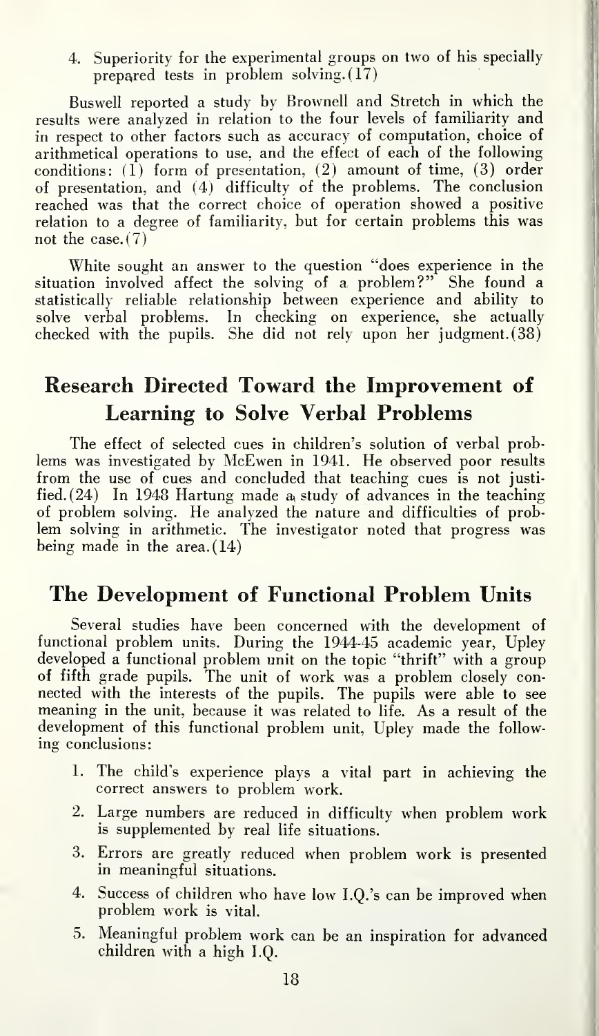4. Superiority for the experimental groups on two of his specially prepared tests in problem solving.(17)

Buswell reported a study by Brownell and Stretch in which the results were analyzed in relation to the four levels of familiarity and in respect to other factors such as accuracy of computation, choice of arithmetical operations to use, and the effect of each of the following conditions: (1) form of presentation, (2) amount of time, (3) order of presentation, and (4) difficulty of the problems. The conclusion reached was that the correct choice of operation showed a positive relation to a degree of familiarity, but for certain problems this was not the case.(7)

White sought an answer to the question "does experience in the situation involved affect the solving of a problem?" She found a statistically reliable relationship between experience and ability to solve verbal problems. In checking on experience, she actually checked with the pupils. She did not rely upon her judgment.(38)

## Research Directed Toward the Improvement of Learning to Solve Verbal Problems

The effect of selected cues in children's solution of verbal problems was investigated by McEwen in 1941. He observed poor results from the use of cues and concluded that teaching cues is not justified.(24) In 1948 Hartung made a study of advances in the teaching of problem solving. He analyzed the nature and difficulties of problem solving in arithmetic. The investigator noted that progress was being made in the area.(14)

## The Development of Functional Problem Units

Several studies have been concerned with the development of functional problem units. During the 1944-45 academic year, Upley developed a functional problem unit on the topic "thrift" with a group of fifth grade pupils. The unit of work was a problem closely connected with the interests of the pupils. The pupils were able to see meaning in the unit, because it was related to life. As a result of the development of this functional problem unit, Upley made the following conclusions:

1. The child's experience plays a vital part in achieving the correct answers to problem work.
2. Large numbers are reduced in difficulty when problem work is supplemented by real life situations.
3. Errors are greatly reduced when problem work is presented in meaningful situations.
4. Success of children who have low I.Q.'s can be improved when problem work is vital.
5. Meaningful problem work can be an inspiration for advanced children with a high I.Q.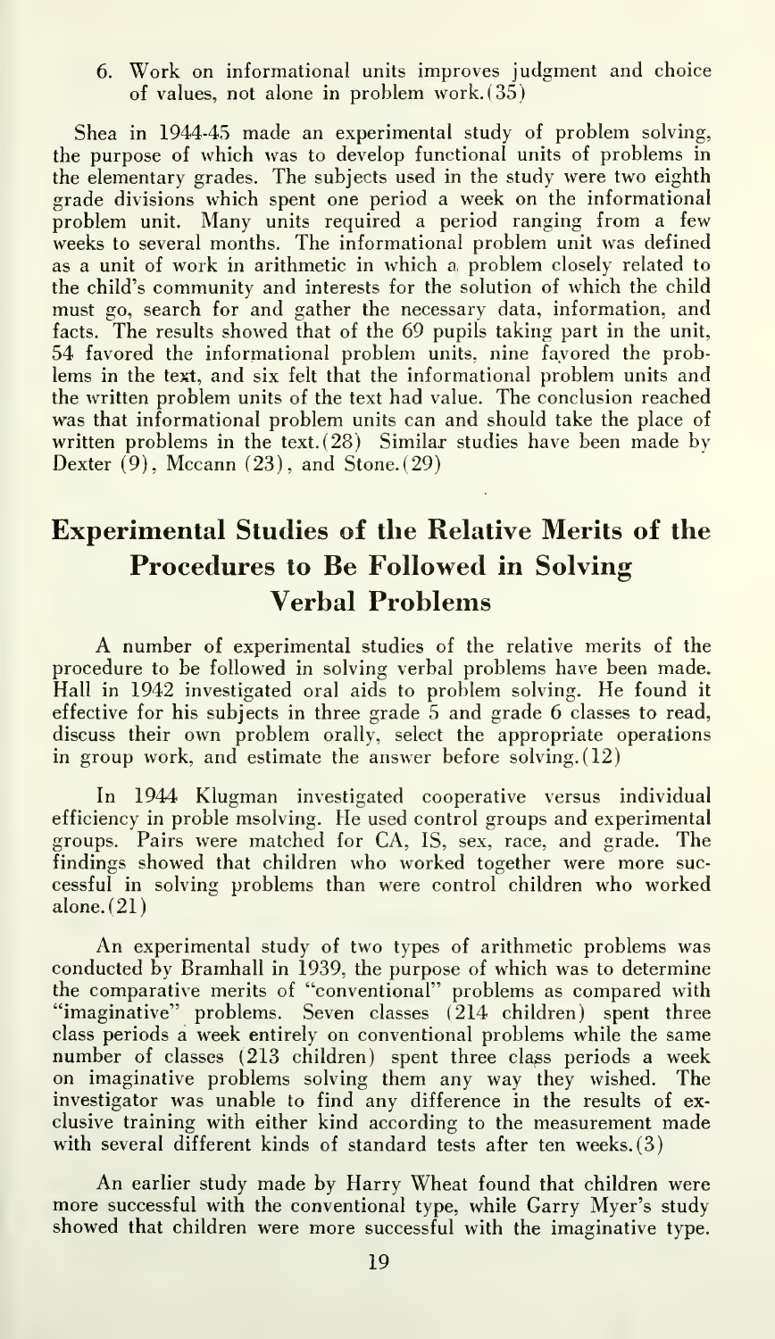6. Work on informational units improves judgment and choice of values, not alone in problem work. (35)

Shea in 1944-45 made an experimental study of problem solving, the purpose of which was to develop functional units of problems in the elementary grades. The subjects used in the study were two eighth grade divisions which spent one period a week on the informational problem unit. Many units required a period ranging from a few weeks to several months. The informational problem unit was defined as a unit of work in arithmetic in which a problem closely related to the child's community and interests for the solution of which the child must go, search for and gather the necessary data, information, and facts. The results showed that of the 69 pupils taking part in the unit, 54 favored the informational problem units, nine favored the problems in the text, and six felt that the informational problem units and the written problem units of the text had value. The conclusion reached was that informational problem units can and should take the place of written problems in the text. (28) Similar studies have been made by Dexter (9), Mccann (23), and Stone. (29)

## Experimental Studies of the Relative Merits of the Procedures to Be Followed in Solving Verbal Problems

A number of experimental studies of the relative merits of the procedure to be followed in solving verbal problems have been made. Hall in 1942 investigated oral aids to problem solving. He found it effective for his subjects in three grade 5 and grade 6 classes to read, discuss their own problem orally, select the appropriate operations in group work, and estimate the answer before solving. (12)

In 1944 Klugman investigated cooperative versus individual efficiency in proble msolving. He used control groups and experimental groups. Pairs were matched for CA, IS, sex, race, and grade. The findings showed that children who worked together were more successful in solving problems than were control children who worked alone. (21)

An experimental study of two types of arithmetic problems was conducted by Bramhall in 1939, the purpose of which was to determine the comparative merits of "conventional" problems as compared with "imaginative" problems. Seven classes (214 children) spent three class periods a week entirely on conventional problems while the same number of classes (213 children) spent three class periods a week on imaginative problems solving them any way they wished. The investigator was unable to find any difference in the results of exclusive training with either kind according to the measurement made with several different kinds of standard tests after ten weeks. (3)

An earlier study made by Harry Wheat found that children were more successful with the conventional type, while Garry Myer's study showed that children were more successful with the imaginative type.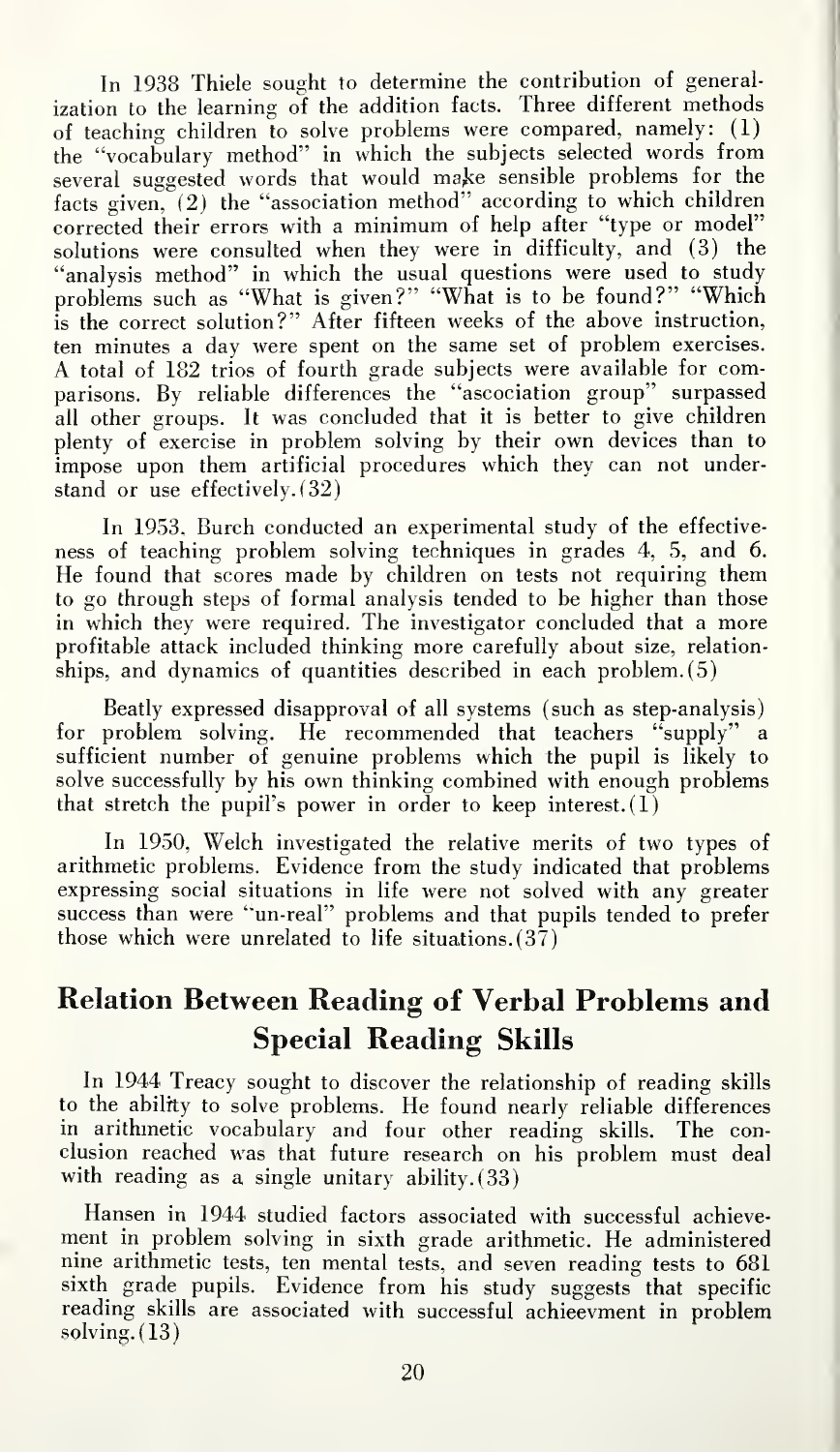In 1938 Thiele sought to determine the contribution of generalization to the learning of the addition facts. Three different methods of teaching children to solve problems were compared, namely: (1) the "vocabulary method" in which the subjects selected words from several suggested words that would make sensible problems for the facts given, (2) the "association method" according to which children corrected their errors with a minimum of help after "type or model" solutions were consulted when they were in difficulty, and (3) the "analysis method" in which the usual questions were used to study problems such as "What is given?" "What is to be found?" "Which is the correct solution?" After fifteen weeks of the above instruction, ten minutes a day were spent on the same set of problem exercises. A total of 182 trios of fourth grade subjects were available for comparisons. By reliable differences the "ascociation group" surpassed all other groups. It was concluded that it is better to give children plenty of exercise in problem solving by their own devices than to impose upon them artificial procedures which they can not understand or use effectively. (32)

In 1953, Burch conducted an experimental study of the effectiveness of teaching problem solving techniques in grades 4, 5, and 6. He found that scores made by children on tests not requiring them to go through steps of formal analysis tended to be higher than those in which they were required. The investigator concluded that a more profitable attack included thinking more carefully about size, relationships, and dynamics of quantities described in each problem. (5)

Beatly expressed disapproval of all systems (such as step-analysis) for problem solving. He recommended that teachers "supply" a sufficient number of genuine problems which the pupil is likely to solve successfully by his own thinking combined with enough problems that stretch the pupil's power in order to keep interest. (1)

In 1950, Welch investigated the relative merits of two types of arithmetic problems. Evidence from the study indicated that problems expressing social situations in life were not solved with any greater success than were "un-real" problems and that pupils tended to prefer those which were unrelated to life situations. (37)

## Relation Between Reading of Verbal Problems and Special Reading Skills

In 1944 Treacy sought to discover the relationship of reading skills to the ability to solve problems. He found nearly reliable differences in arithmetic vocabulary and four other reading skills. The conclusion reached was that future research on his problem must deal with reading as a single unitary ability. (33)

Hansen in 1944 studied factors associated with successful achievement in problem solving in sixth grade arithmetic. He administered nine arithmetic tests, ten mental tests, and seven reading tests to 681 sixth grade pupils. Evidence from his study suggests that specific reading skills are associated with successful achieevment in problem solving. (13)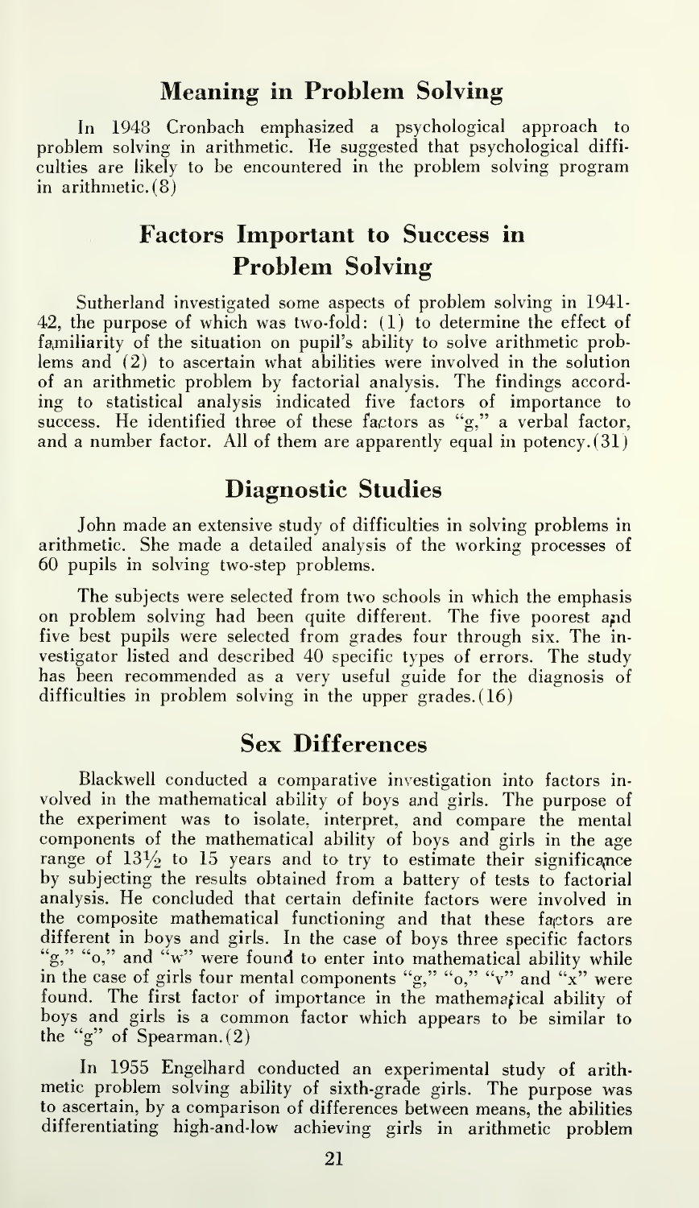## Meaning in Problem Solving

In 1948 Cronbach emphasized a psychological approach to problem solving in arithmetic. He suggested that psychological difficulties are likely to be encountered in the problem solving program in arithmetic. (8)

## Factors Important to Success in Problem Solving

Sutherland investigated some aspects of problem solving in 1941-42, the purpose of which was two-fold: (1) to determine the effect of familiarity of the situation on pupil's ability to solve arithmetic problems and (2) to ascertain what abilities were involved in the solution of an arithmetic problem by factorial analysis. The findings according to statistical analysis indicated five factors of importance to success. He identified three of these factors as "g," a verbal factor, and a number factor. All of them are apparently equal in potency. (31)

## Diagnostic Studies

John made an extensive study of difficulties in solving problems in arithmetic. She made a detailed analysis of the working processes of 60 pupils in solving two-step problems.

The subjects were selected from two schools in which the emphasis on problem solving had been quite different. The five poorest and five best pupils were selected from grades four through six. The investigator listed and described 40 specific types of errors. The study has been recommended as a very useful guide for the diagnosis of difficulties in problem solving in the upper grades. (16)

## Sex Differences

Blackwell conducted a comparative investigation into factors involved in the mathematical ability of boys and girls. The purpose of the experiment was to isolate, interpret, and compare the mental components of the mathematical ability of boys and girls in the age range of 13½ to 15 years and to try to estimate their significance by subjecting the results obtained from a battery of tests to factorial analysis. He concluded that certain definite factors were involved in the composite mathematical functioning and that these factors are different in boys and girls. In the case of boys three specific factors "g," "o," and "w" were found to enter into mathematical ability while in the case of girls four mental components "g," "o," "v" and "x" were found. The first factor of importance in the mathematical ability of boys and girls is a common factor which appears to be similar to the "g" of Spearman. (2)

In 1955 Engelhard conducted an experimental study of arithmetic problem solving ability of sixth-grade girls. The purpose was to ascertain, by a comparison of differences between means, the abilities differentiating high-and-low achieving girls in arithmetic problem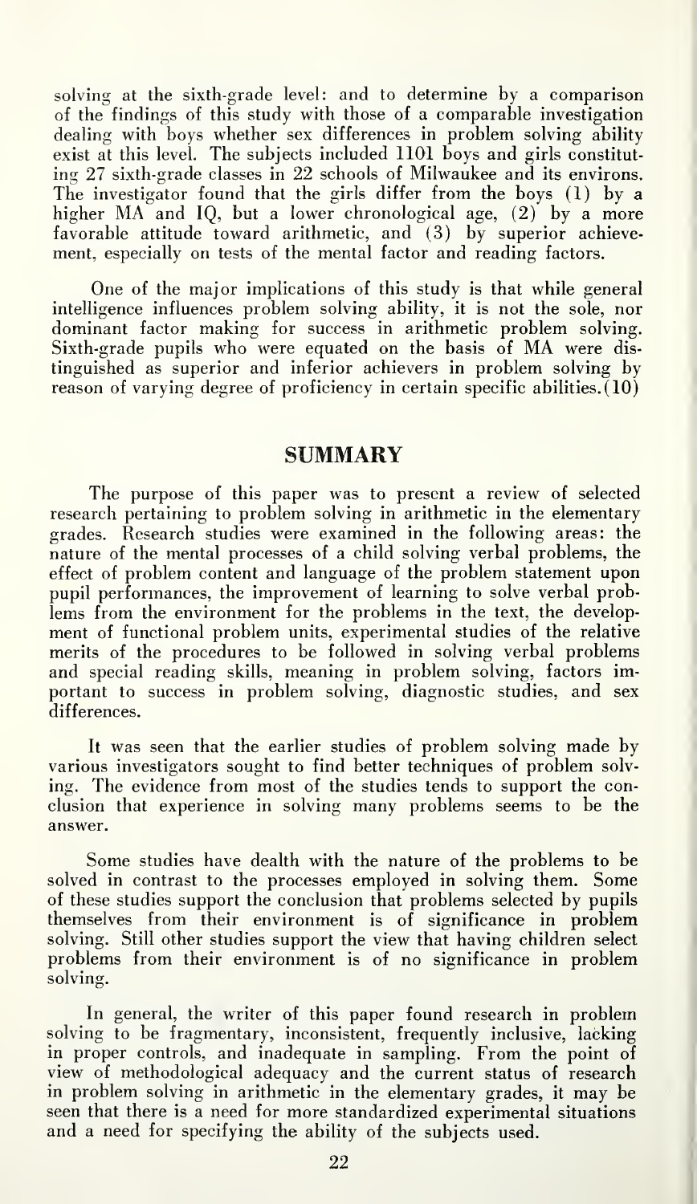solving at the sixth-grade level: and to determine by a comparison of the findings of this study with those of a comparable investigation dealing with boys whether sex differences in problem solving ability exist at this level. The subjects included 1101 boys and girls constituting 27 sixth-grade classes in 22 schools of Milwaukee and its environs. The investigator found that the girls differ from the boys (1) by a higher MA and IQ, but a lower chronological age, (2) by a more favorable attitude toward arithmetic, and (3) by superior achievement, especially on tests of the mental factor and reading factors.

One of the major implications of this study is that while general intelligence influences problem solving ability, it is not the sole, nor dominant factor making for success in arithmetic problem solving. Sixth-grade pupils who were equated on the basis of MA were distinguished as superior and inferior achievers in problem solving by reason of varying degree of proficiency in certain specific abilities.(10)

## SUMMARY

The purpose of this paper was to present a review of selected research pertaining to problem solving in arithmetic in the elementary grades. Research studies were examined in the following areas: the nature of the mental processes of a child solving verbal problems, the effect of problem content and language of the problem statement upon pupil performances, the improvement of learning to solve verbal problems from the environment for the problems in the text, the development of functional problem units, experimental studies of the relative merits of the procedures to be followed in solving verbal problems and special reading skills, meaning in problem solving, factors important to success in problem solving, diagnostic studies, and sex differences.

It was seen that the earlier studies of problem solving made by various investigators sought to find better techniques of problem solving. The evidence from most of the studies tends to support the conclusion that experience in solving many problems seems to be the answer.

Some studies have dealth with the nature of the problems to be solved in contrast to the processes employed in solving them. Some of these studies support the conclusion that problems selected by pupils themselves from their environment is of significance in problem solving. Still other studies support the view that having children select problems from their environment is of no significance in problem solving.

In general, the writer of this paper found research in problem solving to be fragmentary, inconsistent, frequently inclusive, lacking in proper controls, and inadequate in sampling. From the point of view of methodological adequacy and the current status of research in problem solving in arithmetic in the elementary grades, it may be seen that there is a need for more standardized experimental situations and a need for specifying the ability of the subjects used.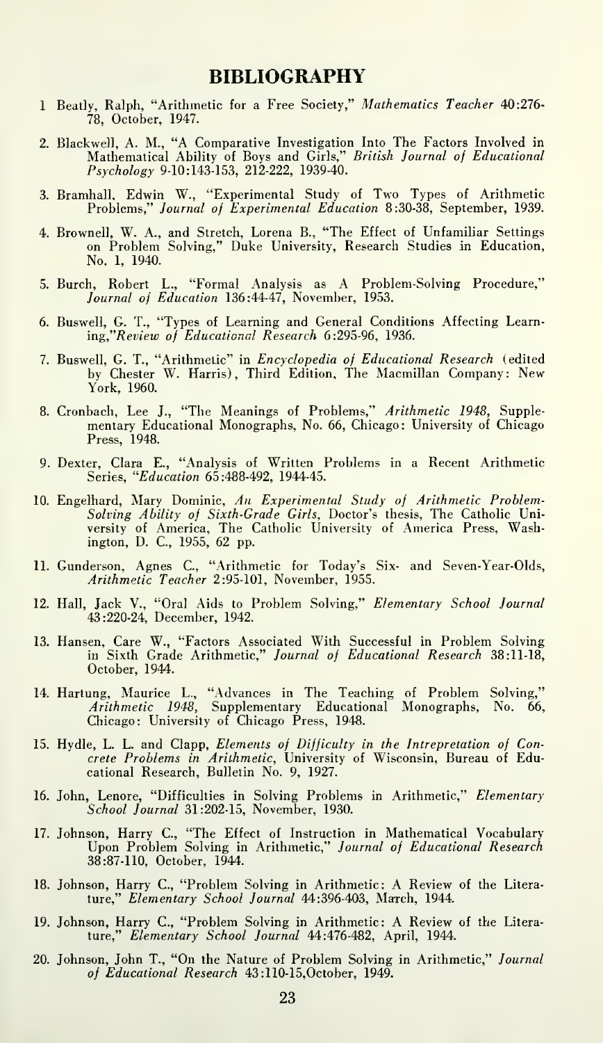## BIBLIOGRAPHY

1 Beatly, Ralph, "Arithmetic for a Free Society," *Mathematics Teacher* 40:276-78, October, 1947.

2. Blackwell, A. M., "A Comparative Investigation Into The Factors Involved in Mathematical Ability of Boys and Girls," *British Journal of Educational Psychology* 9-10:143-153, 212-222, 1939-40.

3. Bramhall, Edwin W., "Experimental Study of Two Types of Arithmetic Problems," *Journal of Experimental Education* 8:30-38, September, 1939.

4. Brownell, W. A., and Stretch, Lorena B., "The Effect of Unfamiliar Settings on Problem Solving," Duke University, Research Studies in Education, No. 1, 1940.

5. Burch, Robert L., "Formal Analysis as A Problem-Solving Procedure," *Journal of Education* 136:44-47, November, 1953.

6. Buswell, G. T., "Types of Learning and General Conditions Affecting Learning,"*Review of Educational Research* 6:295-96, 1936.

7. Buswell, G. T., "Arithmetic" in *Encyclopedia of Educational Research* (edited by Chester W. Harris), Third Edition, The Macmillan Company: New York, 1960.

8. Cronbach, Lee J., "The Meanings of Problems," *Arithmetic 1948*, Supplementary Educational Monographs, No. 66, Chicago: University of Chicago Press, 1948.

9. Dexter, Clara E., "Analysis of Written Problems in a Recent Arithmetic Series, "*Education* 65:488-492, 1944-45.

10. Engelhard, Mary Dominic, *An Experimental Study of Arithmetic Problem-Solving Ability of Sixth-Grade Girls*, Doctor's thesis, The Catholic University of America, The Catholic University of America Press, Washington, D. C., 1955, 62 pp.

11. Gunderson, Agnes C., "Arithmetic for Today's Six- and Seven-Year-Olds, *Arithmetic Teacher* 2:95-101, November, 1955.

12. Hall, Jack V., "Oral Aids to Problem Solving," *Elementary School Journal* 43:220-24, December, 1942.

13. Hansen, Care W., "Factors Associated With Successful in Problem Solving in Sixth Grade Arithmetic," *Journal of Educational Research* 38:11-18, October, 1944.

14. Hartung, Maurice L., "Advances in The Teaching of Problem Solving," *Arithmetic 1948*, Supplementary Educational Monographs, No. 66, Chicago: University of Chicago Press, 1948.

15. Hydle, L. L. and Clapp, *Elements of Difficulty in the Intrepretation of Concrete Problems in Arithmetic*, University of Wisconsin, Bureau of Educational Research, Bulletin No. 9, 1927.

16. John, Lenore, "Difficulties in Solving Problems in Arithmetic," *Elementary School Journal* 31:202-15, November, 1930.

17. Johnson, Harry C., "The Effect of Instruction in Mathematical Vocabulary Upon Problem Solving in Arithmetic," *Journal of Educational Research* 38:87-110, October, 1944.

18. Johnson, Harry C., "Problem Solving in Arithmetic: A Review of the Literature," *Elementary School Journal* 44:396-403, March, 1944.

19. Johnson, Harry C., "Problem Solving in Arithmetic: A Review of the Literature," *Elementary School Journal* 44:476-482, April, 1944.

20. Johnson, John T., "On the Nature of Problem Solving in Arithmetic," *Journal of Educational Research* 43:110-15,October, 1949.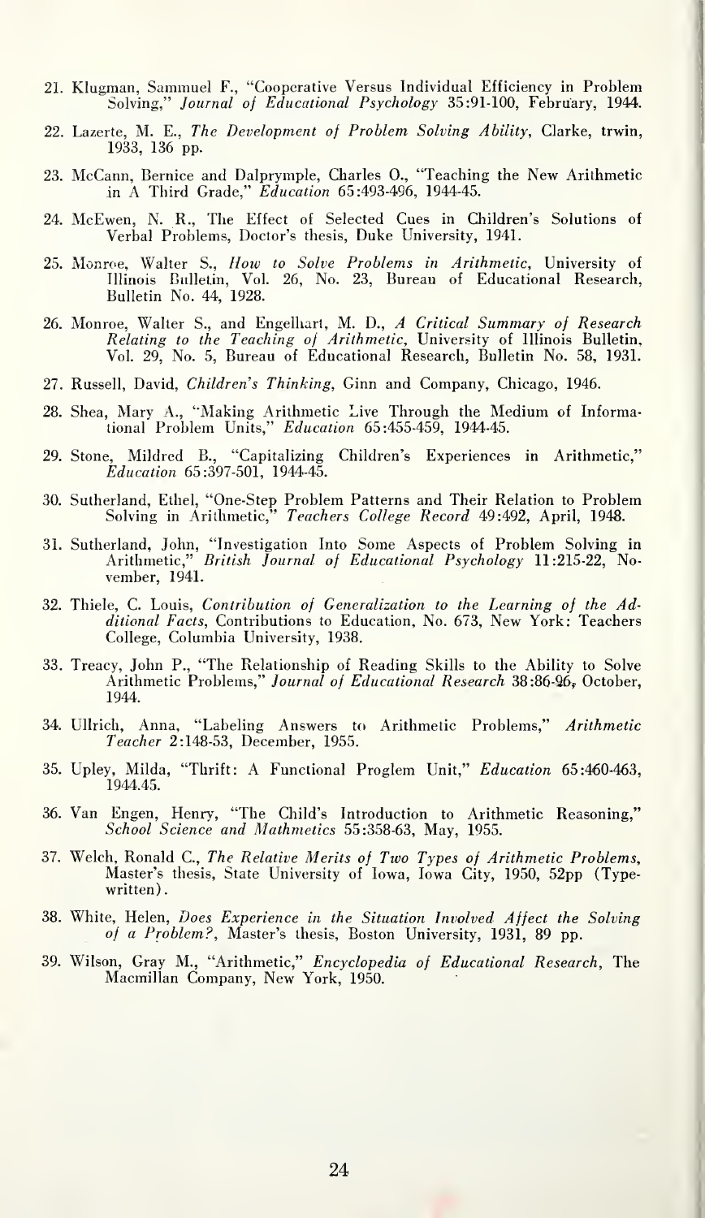21. Klugman, Sammuel F., "Cooperative Versus Individual Efficiency in Problem Solving," *Journal of Educational Psychology* 35:91-100, February, 1944.

22. Lazerte, M. E., *The Development of Problem Solving Ability*, Clarke, trwin, 1933, 136 pp.

23. McCann, Bernice and Dalprymple, Charles O., "Teaching the New Arithmetic in A Third Grade," *Education* 65:493-496, 1944-45.

24. McEwen, N. R., The Effect of Selected Cues in Children's Solutions of Verbal Problems, Doctor's thesis, Duke University, 1941.

25. Monroe, Walter S., *How to Solve Problems in Arithmetic*, University of Illinois Bulletin, Vol. 26, No. 23, Bureau of Educational Research, Bulletin No. 44, 1928.

26. Monroe, Walter S., and Engelhart, M. D., *A Critical Summary of Research Relating to the Teaching of Arithmetic*, University of Illinois Bulletin, Vol. 29, No. 5, Bureau of Educational Research, Bulletin No. 58, 1931.

27. Russell, David, *Children's Thinking*, Ginn and Company, Chicago, 1946.

28. Shea, Mary A., "Making Arithmetic Live Through the Medium of Informational Problem Units," *Education* 65:455-459, 1944-45.

29. Stone, Mildred B., "Capitalizing Children's Experiences in Arithmetic," *Education* 65:397-501, 1944-45.

30. Sutherland, Ethel, "One-Step Problem Patterns and Their Relation to Problem Solving in Arithmetic," *Teachers College Record* 49:492, April, 1948.

31. Sutherland, John, "Investigation Into Some Aspects of Problem Solving in Arithmetic," *British Journal of Educational Psychology* 11:215-22, November, 1941.

32. Thiele, C. Louis, *Contribution of Generalization to the Learning of the Additional Facts*, Contributions to Education, No. 673, New York: Teachers College, Columbia University, 1938.

33. Treacy, John P., "The Relationship of Reading Skills to the Ability to Solve Arithmetic Problems," *Journal of Educational Research* 38:86-96, October, 1944.

34. Ullrich, Anna, "Labeling Answers to Arithmetic Problems," *Arithmetic Teacher* 2:148-53, December, 1955.

35. Upley, Milda, "Thrift: A Functional Proglem Unit," *Education* 65:460-463, 1944.45.

36. Van Engen, Henry, "The Child's Introduction to Arithmetic Reasoning," *School Science and Mathmetics* 55:358-63, May, 1955.

37. Welch, Ronald C., *The Relative Merits of Two Types of Arithmetic Problems*, Master's thesis, State University of Iowa, Iowa City, 1950, 52pp (Typewritten).

38. White, Helen, *Does Experience in the Situation Involved Affect the Solving of a Problem?*, Master's thesis, Boston University, 1931, 89 pp.

39. Wilson, Gray M., "Arithmetic," *Encyclopedia of Educational Research*, The Macmillan Company, New York, 1950.